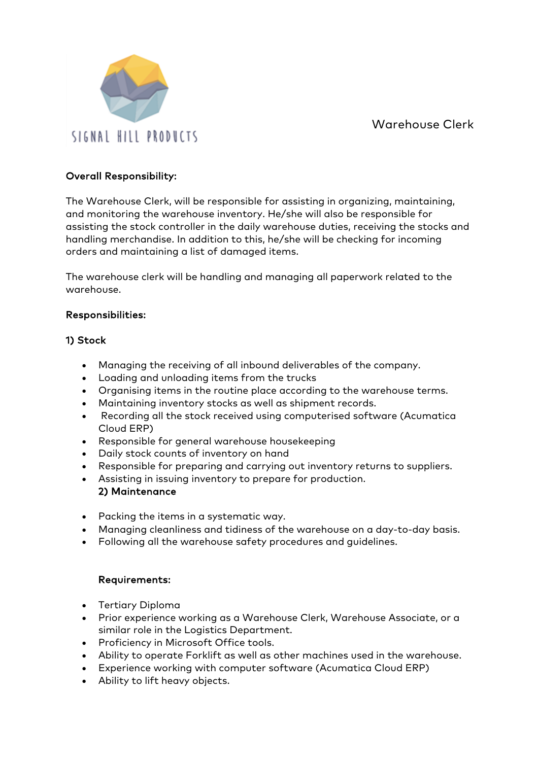SIGNAL HILL PRODUCTS

# Warehouse Clerk

**Overall Responsibility:**

The Warehouse Clerk, will be responsible for assisting in organizing, maintaining, and monitoring the warehouse inventory. He/she will also be responsible for assisting the stock controller in the daily warehouse duties, receiving the stocks and handling merchandise. In addition to this, he/she will be checking for incoming orders and maintaining a list of damaged items.

The warehouse clerk will be handling and managing all paperwork related to the warehouse.

**Responsibilities:**

**1) Stock**

- Managing the receiving of all inbound deliverables of the company.
- Loading and unloading items from the trucks
- Organising items in the routine place according to the warehouse terms.
- Maintaining inventory stocks as well as shipment records.
- Recording all the stock received using computerised software (Acumatica Cloud ERP)
- Responsible for general warehouse housekeeping
- Daily stock counts of inventory on hand
- Responsible for preparing and carrying out inventory returns to suppliers.
- Assisting in issuing inventory to prepare for production.

**2) Maintenance**

- Packing the items in a systematic way.
- Managing cleanliness and tidiness of the warehouse on a day-to-day basis.
- Following all the warehouse safety procedures and guidelines.

**Requirements:**

- Tertiary Diploma
- Prior experience working as a Warehouse Clerk, Warehouse Associate, or a similar role in the Logistics Department.
- Proficiency in Microsoft Office tools.
- Ability to operate Forklift as well as other machines used in the warehouse.
- Experience working with computer software (Acumatica Cloud ERP)
- Ability to lift heavy objects.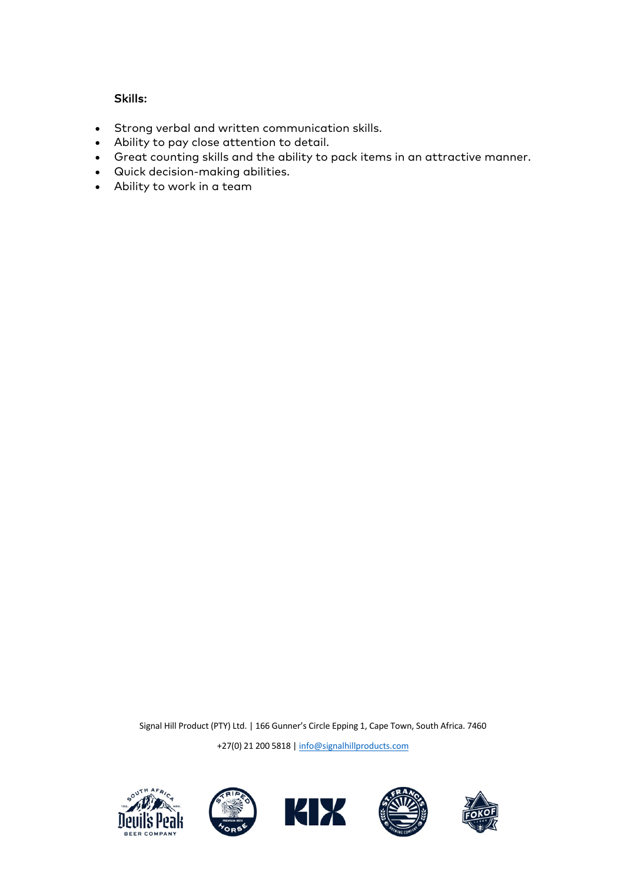**Skills:**

- Strong verbal and written communication skills.
- Ability to pay close attention to detail.
- Great counting skills and the ability to pack items in an attractive manner.
- Quick decision-making abilities.
- Ability to work in a team